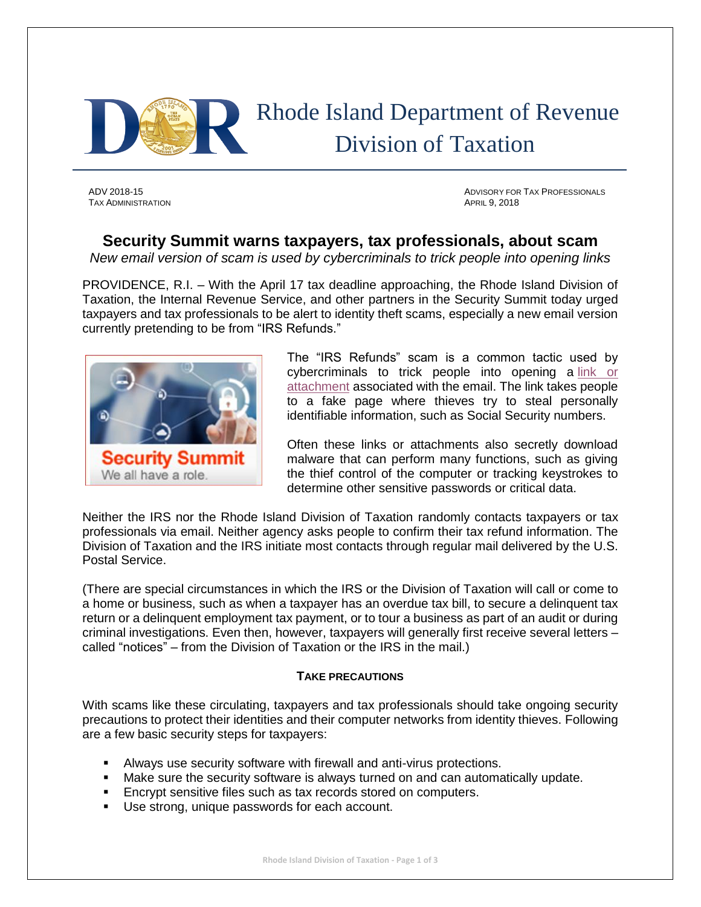Rhode Island Department of Revenue
Division of Taxation

ADV 2018-15
TAX ADMINISTRATION

ADVISORY FOR TAX PROFESSIONALS
APRIL 9, 2018

## Security Summit warns taxpayers, tax professionals, about scam

*New email version of scam is used by cybercriminals to trick people into opening links*

PROVIDENCE, R.I. – With the April 17 tax deadline approaching, the Rhode Island Division of Taxation, the Internal Revenue Service, and other partners in the Security Summit today urged taxpayers and tax professionals to be alert to identity theft scams, especially a new email version currently pretending to be from "IRS Refunds."

The "IRS Refunds" scam is a common tactic used by cybercriminals to trick people into opening a link or attachment associated with the email. The link takes people to a fake page where thieves try to steal personally identifiable information, such as Social Security numbers.

Often these links or attachments also secretly download malware that can perform many functions, such as giving the thief control of the computer or tracking keystrokes to determine other sensitive passwords or critical data.

Neither the IRS nor the Rhode Island Division of Taxation randomly contacts taxpayers or tax professionals via email. Neither agency asks people to confirm their tax refund information. The Division of Taxation and the IRS initiate most contacts through regular mail delivered by the U.S. Postal Service.

(There are special circumstances in which the IRS or the Division of Taxation will call or come to a home or business, such as when a taxpayer has an overdue tax bill, to secure a delinquent tax return or a delinquent employment tax payment, or to tour a business as part of an audit or during criminal investigations. Even then, however, taxpayers will generally first receive several letters – called "notices" – from the Division of Taxation or the IRS in the mail.)

### TAKE PRECAUTIONS

With scams like these circulating, taxpayers and tax professionals should take ongoing security precautions to protect their identities and their computer networks from identity thieves. Following are a few basic security steps for taxpayers:

- Always use security software with firewall and anti-virus protections.
- Make sure the security software is always turned on and can automatically update.
- Encrypt sensitive files such as tax records stored on computers.
- Use strong, unique passwords for each account.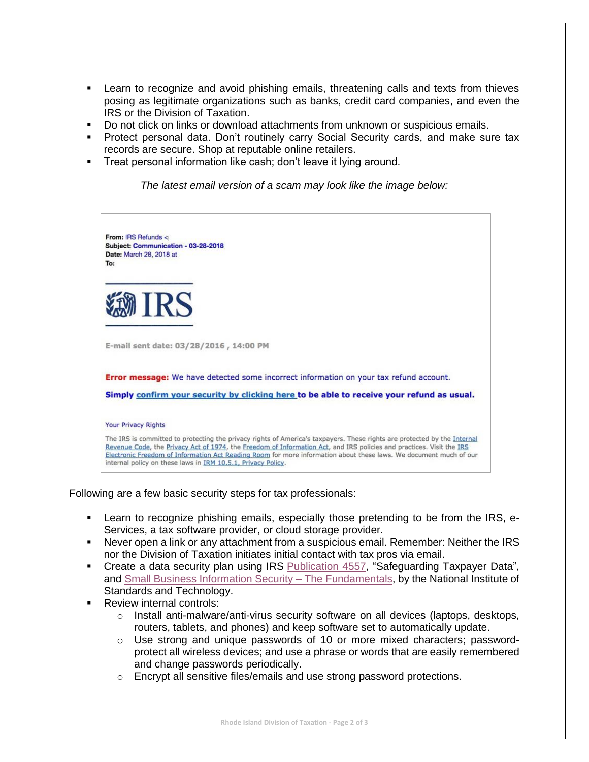- Learn to recognize and avoid phishing emails, threatening calls and texts from thieves posing as legitimate organizations such as banks, credit card companies, and even the IRS or the Division of Taxation.
- Do not click on links or download attachments from unknown or suspicious emails.
- Protect personal data. Don't routinely carry Social Security cards, and make sure tax records are secure. Shop at reputable online retailers.
- Treat personal information like cash; don't leave it lying around.

*The latest email version of a scam may look like the image below:*

**From:** IRS Refunds <
**Subject:** Communication - 03-28-2018
**Date:** March 28, 2018 at
**To:**

IRS

**E-mail sent date: 03/28/2016 , 14:00 PM**

**Error message:** We have detected some incorrect information on your tax refund account.

**Simply confirm your security by clicking here to be able to receive your refund as usual.**

Your Privacy Rights

The IRS is committed to protecting the privacy rights of America's taxpayers. These rights are protected by the Internal Revenue Code, the Privacy Act of 1974, the Freedom of Information Act, and IRS policies and practices. Visit the IRS Electronic Freedom of Information Act Reading Room for more information about these laws. We document much of our internal policy on these laws in IRM 10.5.1, Privacy Policy.

Following are a few basic security steps for tax professionals:

- Learn to recognize phishing emails, especially those pretending to be from the IRS, e-Services, a tax software provider, or cloud storage provider.
- Never open a link or any attachment from a suspicious email. Remember: Neither the IRS nor the Division of Taxation initiates initial contact with tax pros via email.
- Create a data security plan using IRS Publication 4557, "Safeguarding Taxpayer Data", and Small Business Information Security – The Fundamentals, by the National Institute of Standards and Technology.
- Review internal controls:
  - Install anti-malware/anti-virus security software on all devices (laptops, desktops, routers, tablets, and phones) and keep software set to automatically update.
  - Use strong and unique passwords of 10 or more mixed characters; password-protect all wireless devices; and use a phrase or words that are easily remembered and change passwords periodically.
  - Encrypt all sensitive files/emails and use strong password protections.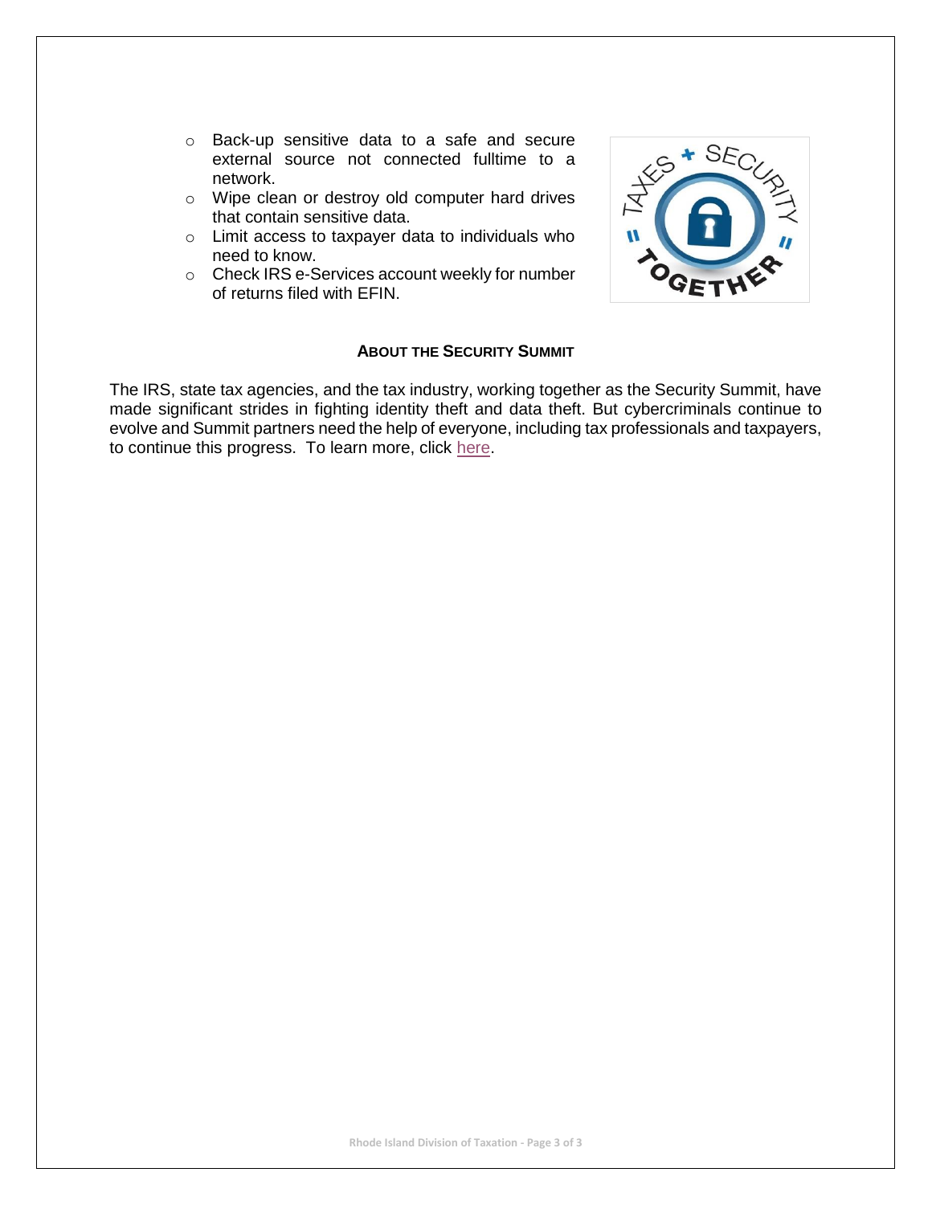- Back-up sensitive data to a safe and secure external source not connected fulltime to a network.
- Wipe clean or destroy old computer hard drives that contain sensitive data.
- Limit access to taxpayer data to individuals who need to know.
- Check IRS e-Services account weekly for number of returns filed with EFIN.

**ABOUT THE SECURITY SUMMIT**

The IRS, state tax agencies, and the tax industry, working together as the Security Summit, have made significant strides in fighting identity theft and data theft. But cybercriminals continue to evolve and Summit partners need the help of everyone, including tax professionals and taxpayers, to continue this progress. To learn more, click here.